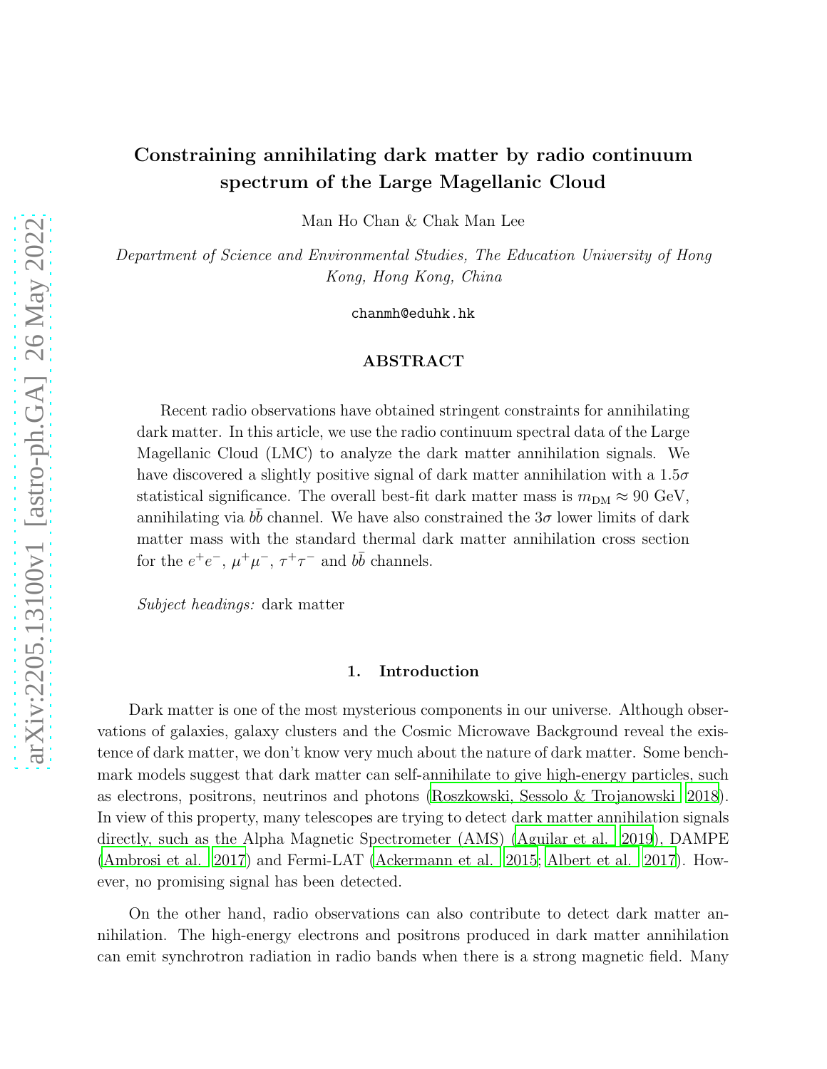# Constraining annihilating dark matter by radio continuum spectrum of the Large Magellanic Cloud

Man Ho Chan & Chak Man Lee

*Department of Science and Environmental Studies, The Education University of Hong Kong, Hong Kong, China*

chanmh@eduhk.hk

## ABSTRACT

Recent radio observations have obtained stringent constraints for annihilating dark matter. In this article, we use the radio continuum spectral data of the Large Magellanic Cloud (LMC) to analyze the dark matter annihilation signals. We have discovered a slightly positive signal of dark matter annihilation with a $1.5\sigma$ statistical significance. The overall best-fit dark matter mass is $m_{\rm DM} \approx 90$ GeV, annihilating via $b\bar{b}$ channel. We have also constrained the $3\sigma$ lower limits of dark matter mass with the standard thermal dark matter annihilation cross section for the $e^+e^-$, $\mu^+\mu^-$, $\tau^+\tau^-$ and $b\bar{b}$ channels.

*Subject headings:* dark matter

## 1. Introduction

Dark matter is one of the most mysterious components in our universe. Although observations of galaxies, galaxy clusters and the Cosmic Microwave Background reveal the existence of dark matter, we don't know very much about the nature of dark matter. Some benchmark models suggest that dark matter can self-annihilate to give high-energy particles, such as electrons, positrons, neutrinos and photons (Roszkowski, Sessolo & Trojanowski 2018). In view of this property, many telescopes are trying to detect dark matter annihilation signals directly, such as the Alpha Magnetic Spectrometer (AMS) (Aguilar et al. 2019), DAMPE (Ambrosi et al. 2017) and Fermi-LAT (Ackermann et al. 2015; Albert et al. 2017). However, no promising signal has been detected.

On the other hand, radio observations can also contribute to detect dark matter annihilation. The high-energy electrons and positrons produced in dark matter annihilation can emit synchrotron radiation in radio bands when there is a strong magnetic field. Many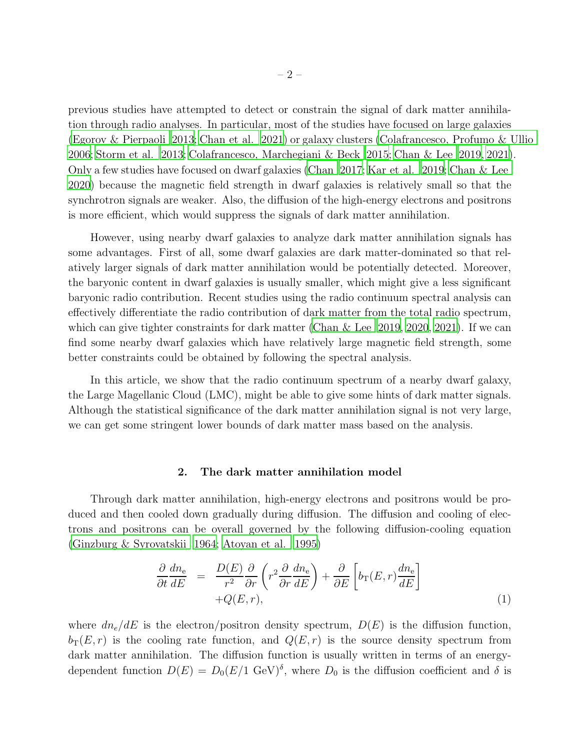previous studies have attempted to detect or constrain the signal of dark matter annihilation through radio analyses. In particular, most of the studies have focused on large galaxies (Egorov & Pierpaoli 2013; Chan et al. 2021) or galaxy clusters (Colafrancesco, Profumo & Ullio 2006; Storm et al. 2013; Colafrancesco, Marchegiani & Beck 2015; Chan & Lee 2019, 2021). Only a few studies have focused on dwarf galaxies (Chan 2017; Kar et al. 2019; Chan & Lee 2020) because the magnetic field strength in dwarf galaxies is relatively small so that the synchrotron signals are weaker. Also, the diffusion of the high-energy electrons and positrons is more efficient, which would suppress the signals of dark matter annihilation.

However, using nearby dwarf galaxies to analyze dark matter annihilation signals has some advantages. First of all, some dwarf galaxies are dark matter-dominated so that relatively larger signals of dark matter annihilation would be potentially detected. Moreover, the baryonic content in dwarf galaxies is usually smaller, which might give a less significant baryonic radio contribution. Recent studies using the radio continuum spectral analysis can effectively differentiate the radio contribution of dark matter from the total radio spectrum, which can give tighter constraints for dark matter (Chan & Lee 2019, 2020, 2021). If we can find some nearby dwarf galaxies which have relatively large magnetic field strength, some better constraints could be obtained by following the spectral analysis.

In this article, we show that the radio continuum spectrum of a nearby dwarf galaxy, the Large Magellanic Cloud (LMC), might be able to give some hints of dark matter signals. Although the statistical significance of the dark matter annihilation signal is not very large, we can get some stringent lower bounds of dark matter mass based on the analysis.

## 2. The dark matter annihilation model

Through dark matter annihilation, high-energy electrons and positrons would be produced and then cooled down gradually during diffusion. The diffusion and cooling of electrons and positrons can be overall governed by the following diffusion-cooling equation (Ginzburg & Syrovatskii 1964; Atoyan et al. 1995)

$$
\begin{aligned}
\frac{\partial}{\partial t}\frac{dn_{\rm e}}{dE} &= \frac{D(E)}{r^2}\frac{\partial}{\partial r}\left(r^2\frac{\partial}{\partial r}\frac{dn_{\rm e}}{dE}\right)+\frac{\partial}{\partial E}\left[b_{\rm T}(E,r)\frac{dn_{\rm e}}{dE}\right] \\
&\quad +Q(E,r), \qquad (1)
\end{aligned}
$$

where $dn_e/dE$ is the electron/positron density spectrum, $D(E)$ is the diffusion function, $b_{\rm T}(E,r)$ is the cooling rate function, and $Q(E,r)$ is the source density spectrum from dark matter annihilation. The diffusion function is usually written in terms of an energy-dependent function $D(E) = D_0(E/1\ {\rm GeV})^{\delta}$, where $D_0$ is the diffusion coefficient and $\delta$ is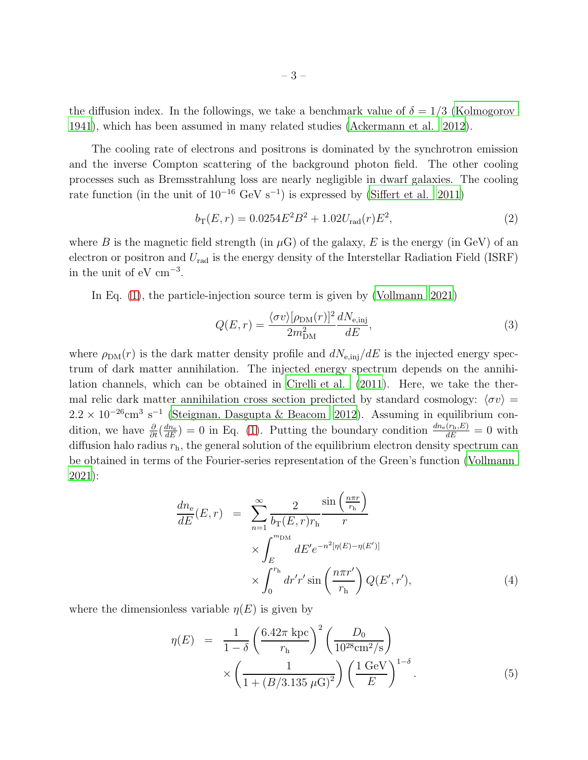the diffusion index. In the followings, we take a benchmark value of $\delta = 1/3$ (Kolmogorov 1941), which has been assumed in many related studies (Ackermann et al. 2012).

The cooling rate of electrons and positrons is dominated by the synchrotron emission and the inverse Compton scattering of the background photon field. The other cooling processes such as Bremsstrahlung loss are nearly negligible in dwarf galaxies. The cooling rate function (in the unit of $10^{-16}$ GeV s$^{-1}$) is expressed by (Siffert et al. 2011)

$$b_{\rm T}(E,r) = 0.0254 E^2 B^2 + 1.02 U_{\rm rad}(r) E^2, \tag{2}$$

where $B$ is the magnetic field strength (in $\mu$G) of the galaxy, $E$ is the energy (in GeV) of an electron or positron and $U_{\rm rad}$ is the energy density of the Interstellar Radiation Field (ISRF) in the unit of eV cm$^{-3}$.

In Eq. (1), the particle-injection source term is given by (Vollmann 2021)

$$Q(E,r) = \frac{\langle \sigma v \rangle [\rho_{\rm DM}(r)]^2}{2 m_{\rm DM}^2} \frac{dN_{\rm e,inj}}{dE}, \tag{3}$$

where $\rho_{\rm DM}(r)$ is the dark matter density profile and $dN_{\rm e,inj}/dE$ is the injected energy spectrum of dark matter annihilation. The injected energy spectrum depends on the annihilation channels, which can be obtained in Cirelli et al. (2011). Here, we take the thermal relic dark matter annihilation cross section predicted by standard cosmology: $\langle \sigma v \rangle = 2.2 \times 10^{-26}$cm$^3$ s$^{-1}$ (Steigman, Dasgupta & Beacom 2012). Assuming in equilibrium condition, we have $\frac{\partial}{\partial t}(\frac{dn_{\rm e}}{dE}) = 0$ in Eq. (1). Putting the boundary condition $\frac{dn_{\rm e}(r_{\rm h},E)}{dE} = 0$ with diffusion halo radius $r_{\rm h}$, the general solution of the equilibrium electron density spectrum can be obtained in terms of the Fourier-series representation of the Green's function (Vollmann 2021):

$$\begin{aligned}
\frac{dn_{\rm e}}{dE}(E,r) &= \sum_{n=1}^{\infty} \frac{2}{b_{\rm T}(E,r) r_{\rm h}} \frac{\sin\left(\frac{n\pi r}{r_{\rm h}}\right)}{r} \\
&\quad \times \int_E^{m_{\rm DM}} dE' e^{-n^2[\eta(E) - \eta(E')]} \\
&\quad \times \int_0^{r_{\rm h}} dr' r' \sin\left(\frac{n\pi r'}{r_{\rm h}}\right) Q(E',r'),
\end{aligned} \tag{4}$$

where the dimensionless variable $\eta(E)$ is given by

$$\begin{aligned}
\eta(E) &= \frac{1}{1-\delta} \left(\frac{6.42\pi \text{ kpc}}{r_{\rm h}}\right)^2 \left(\frac{D_0}{10^{28}\text{cm}^2/\text{s}}\right) \\
&\quad \times \left(\frac{1}{1 + (B/3.135 \ \mu\text{G})^2}\right) \left(\frac{1 \text{ GeV}}{E}\right)^{1-\delta}.
\end{aligned} \tag{5}$$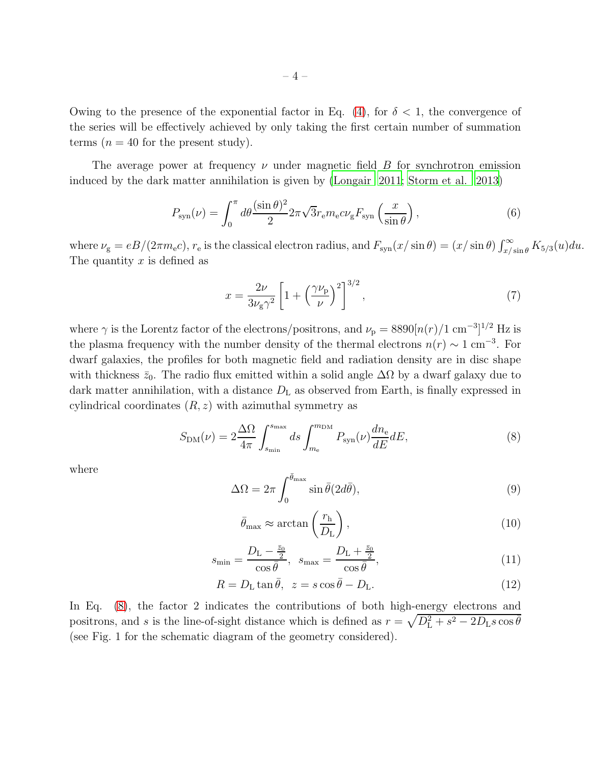Owing to the presence of the exponential factor in Eq. (4), for $\delta < 1$, the convergence of the series will be effectively achieved by only taking the first certain number of summation terms ($n = 40$ for the present study).

The average power at frequency $\nu$ under magnetic field $B$ for synchrotron emission induced by the dark matter annihilation is given by (Longair 2011; Storm et al. 2013)

$$P_{\rm syn}(\nu) = \int_0^\pi d\theta \frac{(\sin\theta)^2}{2} 2\pi\sqrt{3} r_{\rm e} m_{\rm e} c \nu_{\rm g} F_{\rm syn}\left(\frac{x}{\sin\theta}\right), \tag{6}$$

where $\nu_{\rm g} = eB/(2\pi m_{\rm e} c)$, $r_{\rm e}$ is the classical electron radius, and $F_{\rm syn}(x/\sin\theta) = (x/\sin\theta)\int_{x/\sin\theta}^{\infty} K_{5/3}(u)du$. The quantity $x$ is defined as

$$x = \frac{2\nu}{3\nu_{\rm g}\gamma^2}\left[1 + \left(\frac{\gamma\nu_{\rm p}}{\nu}\right)^2\right]^{3/2}, \tag{7}$$

where $\gamma$ is the Lorentz factor of the electrons/positrons, and $\nu_{\rm p} = 8890[n(r)/1\ {\rm cm}^{-3}]^{1/2}$ Hz is the plasma frequency with the number density of the thermal electrons $n(r) \sim 1\ {\rm cm}^{-3}$. For dwarf galaxies, the profiles for both magnetic field and radiation density are in disc shape with thickness $\bar{z}_0$. The radio flux emitted within a solid angle $\Delta\Omega$ by a dwarf galaxy due to dark matter annihilation, with a distance $D_{\rm L}$ as observed from Earth, is finally expressed in cylindrical coordinates $(R, z)$ with azimuthal symmetry as

$$S_{\rm DM}(\nu) = 2\frac{\Delta\Omega}{4\pi}\int_{s_{\rm min}}^{s_{\rm max}} ds \int_{m_{\rm e}}^{m_{\rm DM}} P_{\rm syn}(\nu)\frac{dn_{\rm e}}{dE}dE, \tag{8}$$

where

$$\Delta\Omega = 2\pi\int_0^{\bar{\theta}_{\rm max}} \sin\bar{\theta}(2d\bar{\theta}), \tag{9}$$

$$\bar{\theta}_{\rm max} \approx \arctan\left(\frac{r_{\rm h}}{D_{\rm L}}\right), \tag{10}$$

$$s_{\rm min} = \frac{D_{\rm L} - \frac{\bar{z}_0}{2}}{\cos\bar{\theta}},\ \ s_{\rm max} = \frac{D_{\rm L} + \frac{\bar{z}_0}{2}}{\cos\bar{\theta}}, \tag{11}$$

$$R = D_{\rm L}\tan\bar{\theta},\ \ z = s\cos\bar{\theta} - D_{\rm L}. \tag{12}$$

In Eq. (8), the factor 2 indicates the contributions of both high-energy electrons and positrons, and $s$ is the line-of-sight distance which is defined as $r = \sqrt{D_{\rm L}^2 + s^2 - 2D_{\rm L}s\cos\theta}$ (see Fig. 1 for the schematic diagram of the geometry considered).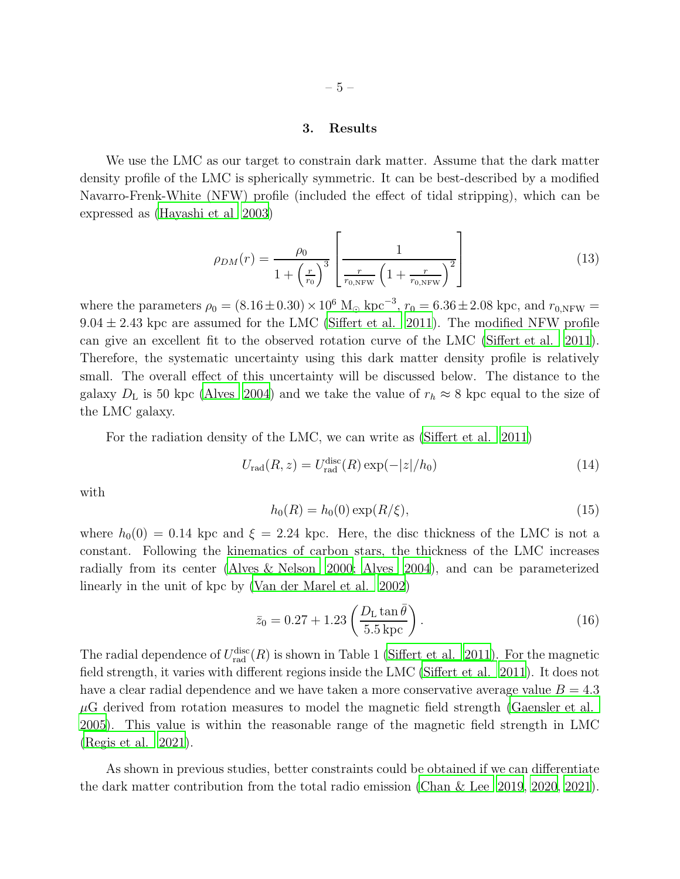## 3. Results

We use the LMC as our target to constrain dark matter. Assume that the dark matter density profile of the LMC is spherically symmetric. It can be best-described by a modified Navarro-Frenk-White (NFW) profile (included the effect of tidal stripping), which can be expressed as (Hayashi et al 2003)

$$\rho_{DM}(r) = \frac{\rho_0}{1 + \left(\frac{r}{r_0}\right)^3} \left[ \frac{1}{\frac{r}{r_{0,\mathrm{NFW}}} \left(1 + \frac{r}{r_{0,\mathrm{NFW}}}\right)^2} \right] \tag{13}$$

where the parameters $\rho_0 = (8.16 \pm 0.30) \times 10^6\ \mathrm{M_\odot\ kpc^{-3}}$, $r_0 = 6.36 \pm 2.08$ kpc, and $r_{0,\mathrm{NFW}} = 9.04 \pm 2.43$ kpc are assumed for the LMC (Siffert et al. 2011). The modified NFW profile can give an excellent fit to the observed rotation curve of the LMC (Siffert et al. 2011). Therefore, the systematic uncertainty using this dark matter density profile is relatively small. The overall effect of this uncertainty will be discussed below. The distance to the galaxy $D_\mathrm{L}$ is 50 kpc (Alves 2004) and we take the value of $r_h \approx 8$ kpc equal to the size of the LMC galaxy.

For the radiation density of the LMC, we can write as (Siffert et al. 2011)

$$U_\mathrm{rad}(R, z) = U_\mathrm{rad}^\mathrm{disc}(R) \exp(-|z|/h_0) \tag{14}$$

with

$$h_0(R) = h_0(0) \exp(R/\xi), \tag{15}$$

where $h_0(0) = 0.14$ kpc and $\xi = 2.24$ kpc. Here, the disc thickness of the LMC is not a constant. Following the kinematics of carbon stars, the thickness of the LMC increases radially from its center (Alves & Nelson 2000; Alves 2004), and can be parameterized linearly in the unit of kpc by (Van der Marel et al. 2002)

$$\bar{z}_0 = 0.27 + 1.23 \left( \frac{D_\mathrm{L} \tan \bar{\theta}}{5.5\,\mathrm{kpc}} \right). \tag{16}$$

The radial dependence of $U_\mathrm{rad}^\mathrm{disc}(R)$ is shown in Table 1 (Siffert et al. 2011). For the magnetic field strength, it varies with different regions inside the LMC (Siffert et al. 2011). It does not have a clear radial dependence and we have taken a more conservative average value $B = 4.3$ $\mu$G derived from rotation measures to model the magnetic field strength (Gaensler et al. 2005). This value is within the reasonable range of the magnetic field strength in LMC (Regis et al. 2021).

As shown in previous studies, better constraints could be obtained if we can differentiate the dark matter contribution from the total radio emission (Chan & Lee 2019, 2020, 2021).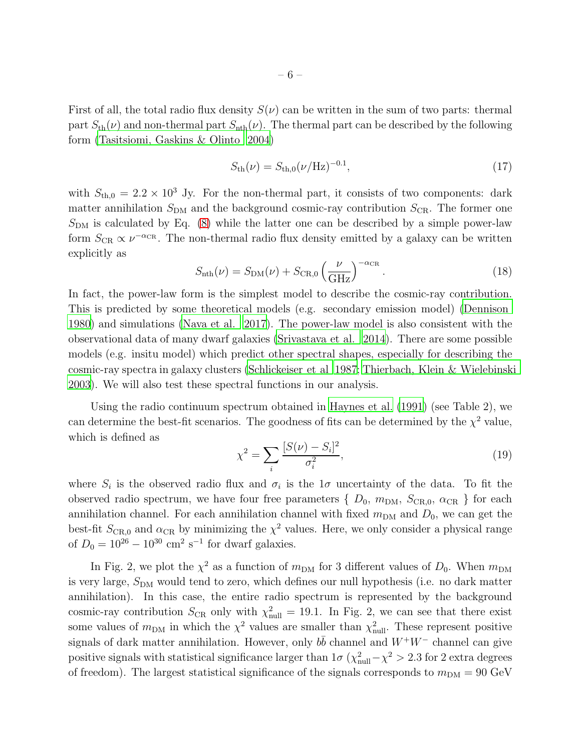First of all, the total radio flux density $S(\nu)$ can be written in the sum of two parts: thermal part $S_{\rm th}(\nu)$ and non-thermal part $S_{\rm nth}(\nu)$. The thermal part can be described by the following form (Tasitsiomi, Gaskins & Olinto 2004)

$$S_{\rm th}(\nu) = S_{\rm th,0}(\nu/{\rm Hz})^{-0.1}, \tag{17}$$

with $S_{\rm th,0} = 2.2 \times 10^3$ Jy. For the non-thermal part, it consists of two components: dark matter annihilation $S_{\rm DM}$ and the background cosmic-ray contribution $S_{\rm CR}$. The former one $S_{\rm DM}$ is calculated by Eq. (8) while the latter one can be described by a simple power-law form $S_{\rm CR} \propto \nu^{-\alpha_{\rm CR}}$. The non-thermal radio flux density emitted by a galaxy can be written explicitly as

$$S_{\rm nth}(\nu) = S_{\rm DM}(\nu) + S_{\rm CR,0}\left(\frac{\nu}{\rm GHz}\right)^{-\alpha_{\rm CR}}. \tag{18}$$

In fact, the power-law form is the simplest model to describe the cosmic-ray contribution. This is predicted by some theoretical models (e.g. secondary emission model) (Dennison 1980) and simulations (Nava et al. 2017). The power-law model is also consistent with the observational data of many dwarf galaxies (Srivastava et al. 2014). There are some possible models (e.g. insitu model) which predict other spectral shapes, especially for describing the cosmic-ray spectra in galaxy clusters (Schlickeiser et al 1987; Thierbach, Klein & Wielebinski 2003). We will also test these spectral functions in our analysis.

Using the radio continuum spectrum obtained in Haynes et al. (1991) (see Table 2), we can determine the best-fit scenarios. The goodness of fits can be determined by the $\chi^2$ value, which is defined as

$$\chi^2 = \sum_i \frac{[S(\nu) - S_i]^2}{\sigma_i^2}, \tag{19}$$

where $S_i$ is the observed radio flux and $\sigma_i$ is the $1\sigma$ uncertainty of the data. To fit the observed radio spectrum, we have four free parameters $\{ D_0, m_{\rm DM}, S_{\rm CR,0}, \alpha_{\rm CR} \}$ for each annihilation channel. For each annihilation channel with fixed $m_{\rm DM}$ and $D_0$, we can get the best-fit $S_{\rm CR,0}$ and $\alpha_{\rm CR}$ by minimizing the $\chi^2$ values. Here, we only consider a physical range of $D_0 = 10^{26} - 10^{30}$ cm$^2$ s$^{-1}$ for dwarf galaxies.

In Fig. 2, we plot the $\chi^2$ as a function of $m_{\rm DM}$ for 3 different values of $D_0$. When $m_{\rm DM}$ is very large, $S_{\rm DM}$ would tend to zero, which defines our null hypothesis (i.e. no dark matter annihilation). In this case, the entire radio spectrum is represented by the background cosmic-ray contribution $S_{\rm CR}$ only with $\chi^2_{\rm null} = 19.1$. In Fig. 2, we can see that there exist some values of $m_{\rm DM}$ in which the $\chi^2$ values are smaller than $\chi^2_{\rm null}$. These represent positive signals of dark matter annihilation. However, only $b\bar{b}$ channel and $W^+W^-$ channel can give positive signals with statistical significance larger than $1\sigma$ ($\chi^2_{\rm null} - \chi^2 > 2.3$ for 2 extra degrees of freedom). The largest statistical significance of the signals corresponds to $m_{\rm DM} = 90$ GeV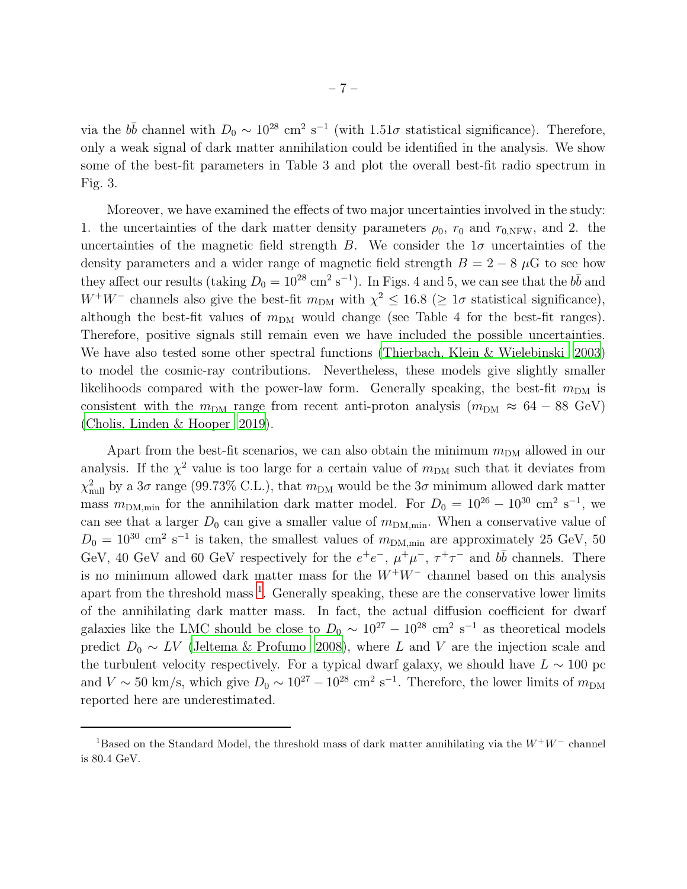via the $b\bar{b}$ channel with $D_0 \sim 10^{28}$ cm$^2$ s$^{-1}$ (with $1.51\sigma$ statistical significance). Therefore, only a weak signal of dark matter annihilation could be identified in the analysis. We show some of the best-fit parameters in Table 3 and plot the overall best-fit radio spectrum in Fig. 3.

Moreover, we have examined the effects of two major uncertainties involved in the study: 1. the uncertainties of the dark matter density parameters $\rho_0$, $r_0$ and $r_{0,\rm NFW}$, and 2. the uncertainties of the magnetic field strength $B$. We consider the $1\sigma$ uncertainties of the density parameters and a wider range of magnetic field strength $B = 2 - 8$ $\mu$G to see how they affect our results (taking $D_0 = 10^{28}$ cm$^2$ s$^{-1}$). In Figs. 4 and 5, we can see that the $b\bar{b}$ and $W^+W^-$ channels also give the best-fit $m_{\rm DM}$ with $\chi^2 \le 16.8$ ($\ge 1\sigma$ statistical significance), although the best-fit values of $m_{\rm DM}$ would change (see Table 4 for the best-fit ranges). Therefore, positive signals still remain even we have included the possible uncertainties. We have also tested some other spectral functions (Thierbach, Klein & Wielebinski 2003) to model the cosmic-ray contributions. Nevertheless, these models give slightly smaller likelihoods compared with the power-law form. Generally speaking, the best-fit $m_{\rm DM}$ is consistent with the $m_{\rm DM}$ range from recent anti-proton analysis ($m_{\rm DM} \approx 64 - 88$ GeV) (Cholis, Linden & Hooper 2019).

Apart from the best-fit scenarios, we can also obtain the minimum $m_{\rm DM}$ allowed in our analysis. If the $\chi^2$ value is too large for a certain value of $m_{\rm DM}$ such that it deviates from $\chi^2_{\rm null}$ by a $3\sigma$ range (99.73% C.L.), that $m_{\rm DM}$ would be the $3\sigma$ minimum allowed dark matter mass $m_{\rm DM,min}$ for the annihilation dark matter model. For $D_0 = 10^{26} - 10^{30}$ cm$^2$ s$^{-1}$, we can see that a larger $D_0$ can give a smaller value of $m_{\rm DM,min}$. When a conservative value of $D_0 = 10^{30}$ cm$^2$ s$^{-1}$ is taken, the smallest values of $m_{\rm DM,min}$ are approximately 25 GeV, 50 GeV, 40 GeV and 60 GeV respectively for the $e^+e^-$, $\mu^+\mu^-$, $\tau^+\tau^-$ and $b\bar{b}$ channels. There is no minimum allowed dark matter mass for the $W^+W^-$ channel based on this analysis apart from the threshold mass [1]. Generally speaking, these are the conservative lower limits of the annihilating dark matter mass. In fact, the actual diffusion coefficient for dwarf galaxies like the LMC should be close to $D_0 \sim 10^{27} - 10^{28}$ cm$^2$ s$^{-1}$ as theoretical models predict $D_0 \sim LV$ (Jeltema & Profumo 2008), where $L$ and $V$ are the injection scale and the turbulent velocity respectively. For a typical dwarf galaxy, we should have $L \sim 100$ pc and $V \sim 50$ km/s, which give $D_0 \sim 10^{27} - 10^{28}$ cm$^2$ s$^{-1}$. Therefore, the lower limits of $m_{\rm DM}$ reported here are underestimated.

---

[1]Based on the Standard Model, the threshold mass of dark matter annihilating via the $W^+W^-$ channel is 80.4 GeV.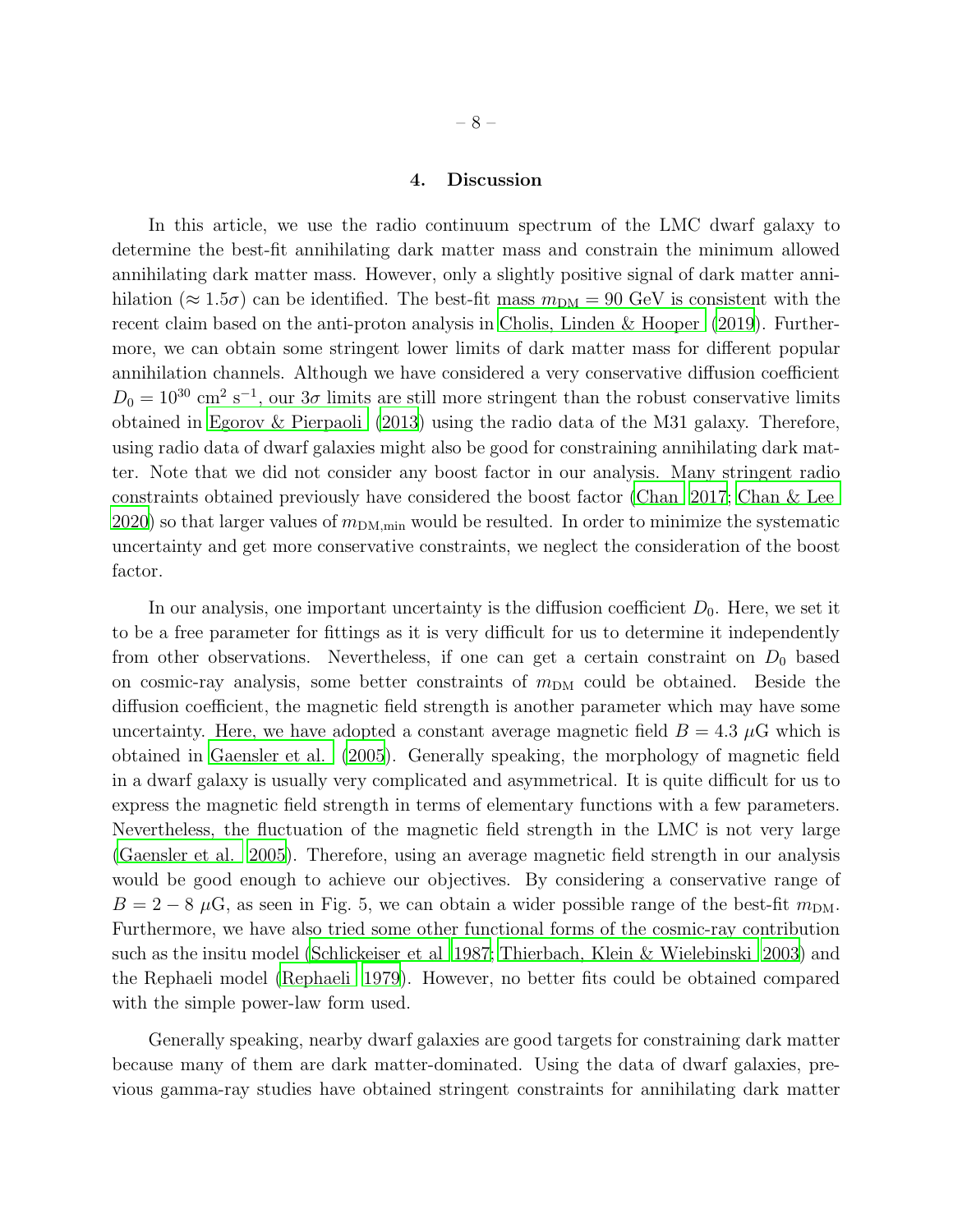## 4. Discussion

In this article, we use the radio continuum spectrum of the LMC dwarf galaxy to determine the best-fit annihilating dark matter mass and constrain the minimum allowed annihilating dark matter mass. However, only a slightly positive signal of dark matter annihilation ($\approx 1.5\sigma$) can be identified. The best-fit mass $m_{\rm DM} = 90$ GeV is consistent with the recent claim based on the anti-proton analysis in Cholis, Linden & Hooper (2019). Furthermore, we can obtain some stringent lower limits of dark matter mass for different popular annihilation channels. Although we have considered a very conservative diffusion coefficient $D_0 = 10^{30}$ cm$^2$ s$^{-1}$, our $3\sigma$ limits are still more stringent than the robust conservative limits obtained in Egorov & Pierpaoli (2013) using the radio data of the M31 galaxy. Therefore, using radio data of dwarf galaxies might also be good for constraining annihilating dark matter. Note that we did not consider any boost factor in our analysis. Many stringent radio constraints obtained previously have considered the boost factor (Chan 2017; Chan & Lee 2020) so that larger values of $m_{\rm DM,min}$ would be resulted. In order to minimize the systematic uncertainty and get more conservative constraints, we neglect the consideration of the boost factor.

In our analysis, one important uncertainty is the diffusion coefficient $D_0$. Here, we set it to be a free parameter for fittings as it is very difficult for us to determine it independently from other observations. Nevertheless, if one can get a certain constraint on $D_0$ based on cosmic-ray analysis, some better constraints of $m_{\rm DM}$ could be obtained. Beside the diffusion coefficient, the magnetic field strength is another parameter which may have some uncertainty. Here, we have adopted a constant average magnetic field $B = 4.3$ $\mu$G which is obtained in Gaensler et al. (2005). Generally speaking, the morphology of magnetic field in a dwarf galaxy is usually very complicated and asymmetrical. It is quite difficult for us to express the magnetic field strength in terms of elementary functions with a few parameters. Nevertheless, the fluctuation of the magnetic field strength in the LMC is not very large (Gaensler et al. 2005). Therefore, using an average magnetic field strength in our analysis would be good enough to achieve our objectives. By considering a conservative range of $B = 2 - 8$ $\mu$G, as seen in Fig. 5, we can obtain a wider possible range of the best-fit $m_{\rm DM}$. Furthermore, we have also tried some other functional forms of the cosmic-ray contribution such as the insitu model (Schlickeiser et al 1987; Thierbach, Klein & Wielebinski 2003) and the Rephaeli model (Rephaeli 1979). However, no better fits could be obtained compared with the simple power-law form used.

Generally speaking, nearby dwarf galaxies are good targets for constraining dark matter because many of them are dark matter-dominated. Using the data of dwarf galaxies, previous gamma-ray studies have obtained stringent constraints for annihilating dark matter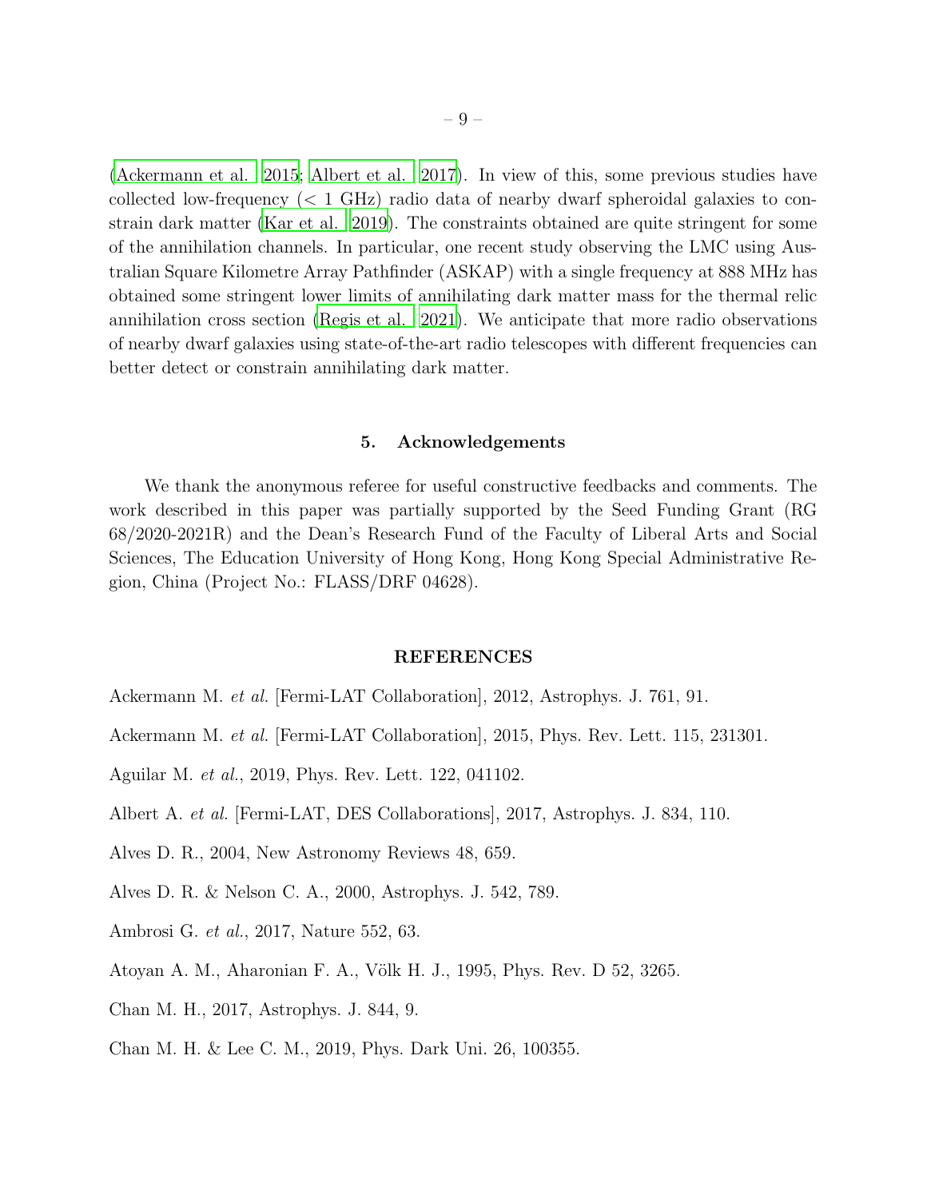(Ackermann et al. 2015; Albert et al. 2017). In view of this, some previous studies have collected low-frequency ($< 1$ GHz) radio data of nearby dwarf spheroidal galaxies to constrain dark matter (Kar et al. 2019). The constraints obtained are quite stringent for some of the annihilation channels. In particular, one recent study observing the LMC using Australian Square Kilometre Array Pathfinder (ASKAP) with a single frequency at 888 MHz has obtained some stringent lower limits of annihilating dark matter mass for the thermal relic annihilation cross section (Regis et al. 2021). We anticipate that more radio observations of nearby dwarf galaxies using state-of-the-art radio telescopes with different frequencies can better detect or constrain annihilating dark matter.

## 5. Acknowledgements

We thank the anonymous referee for useful constructive feedbacks and comments. The work described in this paper was partially supported by the Seed Funding Grant (RG 68/2020-2021R) and the Dean's Research Fund of the Faculty of Liberal Arts and Social Sciences, The Education University of Hong Kong, Hong Kong Special Administrative Region, China (Project No.: FLASS/DRF 04628).

## REFERENCES

Ackermann M. *et al.* [Fermi-LAT Collaboration], 2012, Astrophys. J. 761, 91.

Ackermann M. *et al.* [Fermi-LAT Collaboration], 2015, Phys. Rev. Lett. 115, 231301.

Aguilar M. *et al.*, 2019, Phys. Rev. Lett. 122, 041102.

Albert A. *et al.* [Fermi-LAT, DES Collaborations], 2017, Astrophys. J. 834, 110.

Alves D. R., 2004, New Astronomy Reviews 48, 659.

Alves D. R. & Nelson C. A., 2000, Astrophys. J. 542, 789.

Ambrosi G. *et al.*, 2017, Nature 552, 63.

Atoyan A. M., Aharonian F. A., Völk H. J., 1995, Phys. Rev. D 52, 3265.

Chan M. H., 2017, Astrophys. J. 844, 9.

Chan M. H. & Lee C. M., 2019, Phys. Dark Uni. 26, 100355.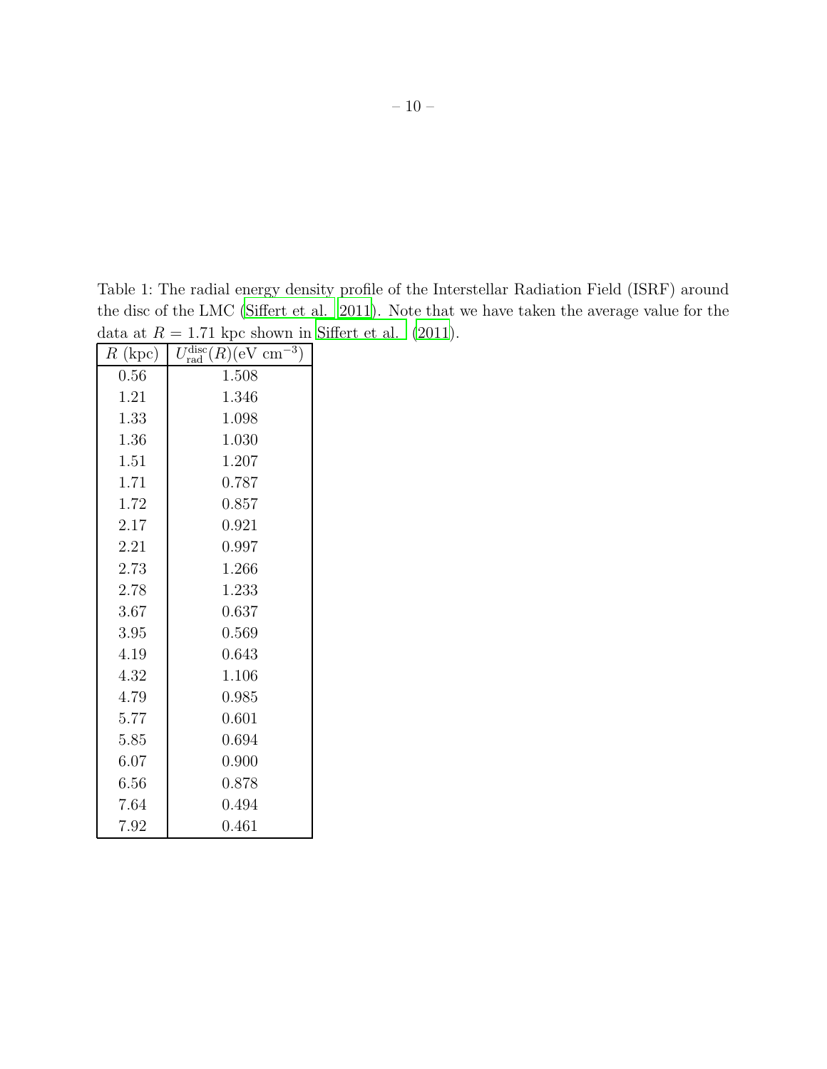Table 1: The radial energy density profile of the Interstellar Radiation Field (ISRF) around the disc of the LMC (Siffert et al. 2011). Note that we have taken the average value for the data at $R = 1.71$ kpc shown in Siffert et al. (2011).

| $R$ (kpc) | $U_{\rm rad}^{\rm disc}(R)$(eV cm$^{-3}$) |
|---|---|
| 0.56 | 1.508 |
| 1.21 | 1.346 |
| 1.33 | 1.098 |
| 1.36 | 1.030 |
| 1.51 | 1.207 |
| 1.71 | 0.787 |
| 1.72 | 0.857 |
| 2.17 | 0.921 |
| 2.21 | 0.997 |
| 2.73 | 1.266 |
| 2.78 | 1.233 |
| 3.67 | 0.637 |
| 3.95 | 0.569 |
| 4.19 | 0.643 |
| 4.32 | 1.106 |
| 4.79 | 0.985 |
| 5.77 | 0.601 |
| 5.85 | 0.694 |
| 6.07 | 0.900 |
| 6.56 | 0.878 |
| 7.64 | 0.494 |
| 7.92 | 0.461 |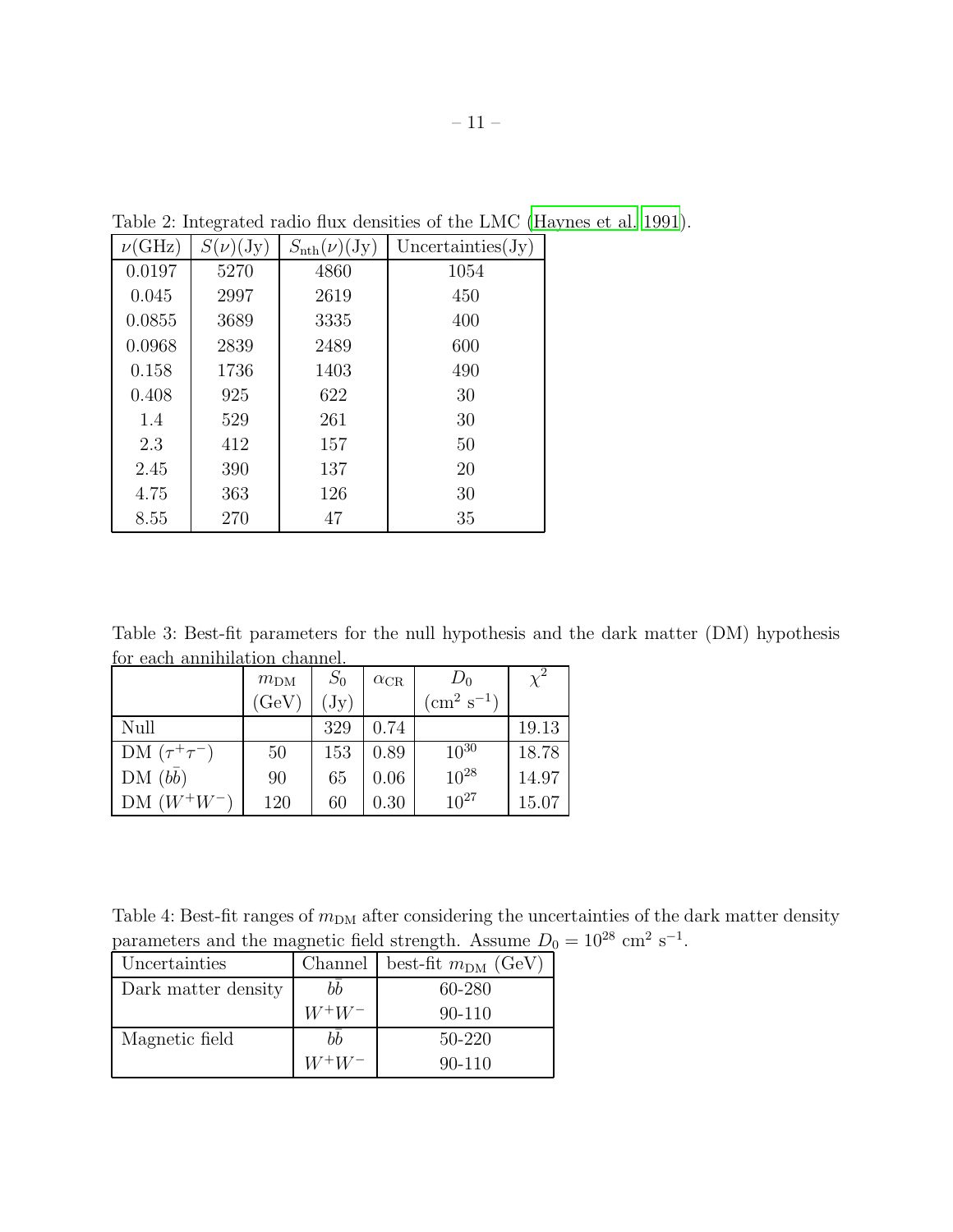Table 2: Integrated radio flux densities of the LMC (Haynes et al. 1991).

| $\nu$(GHz) | $S(\nu)$(Jy) | $S_{\rm nth}(\nu)$(Jy) | Uncertainties(Jy) |
|---|---|---|---|
| 0.0197 | 5270 | 4860 | 1054 |
| 0.045 | 2997 | 2619 | 450 |
| 0.0855 | 3689 | 3335 | 400 |
| 0.0968 | 2839 | 2489 | 600 |
| 0.158 | 1736 | 1403 | 490 |
| 0.408 | 925 | 622 | 30 |
| 1.4 | 529 | 261 | 30 |
| 2.3 | 412 | 157 | 50 |
| 2.45 | 390 | 137 | 20 |
| 4.75 | 363 | 126 | 30 |
| 8.55 | 270 | 47 | 35 |

Table 3: Best-fit parameters for the null hypothesis and the dark matter (DM) hypothesis for each annihilation channel.

| | $m_{\rm DM}$ (GeV) | $S_0$ (Jy) | $\alpha_{\rm CR}$ | $D_0$ ($\rm cm^2\ s^{-1}$) | $\chi^2$ |
|---|---|---|---|---|---|
| Null | | 329 | 0.74 | | 19.13 |
| DM ($\tau^+\tau^-$) | 50 | 153 | 0.89 | $10^{30}$ | 18.78 |
| DM ($b\bar{b}$) | 90 | 65 | 0.06 | $10^{28}$ | 14.97 |
| DM ($W^+W^-$) | 120 | 60 | 0.30 | $10^{27}$ | 15.07 |

Table 4: Best-fit ranges of $m_{\rm DM}$ after considering the uncertainties of the dark matter density parameters and the magnetic field strength. Assume $D_0 = 10^{28}$ cm$^2$ s$^{-1}$.

| Uncertainties | Channel | best-fit $m_{\rm DM}$ (GeV) |
|---|---|---|
| Dark matter density | $b\bar{b}$ | 60-280 |
| | $W^+W^-$ | 90-110 |
| Magnetic field | $b\bar{b}$ | 50-220 |
| | $W^+W^-$ | 90-110 |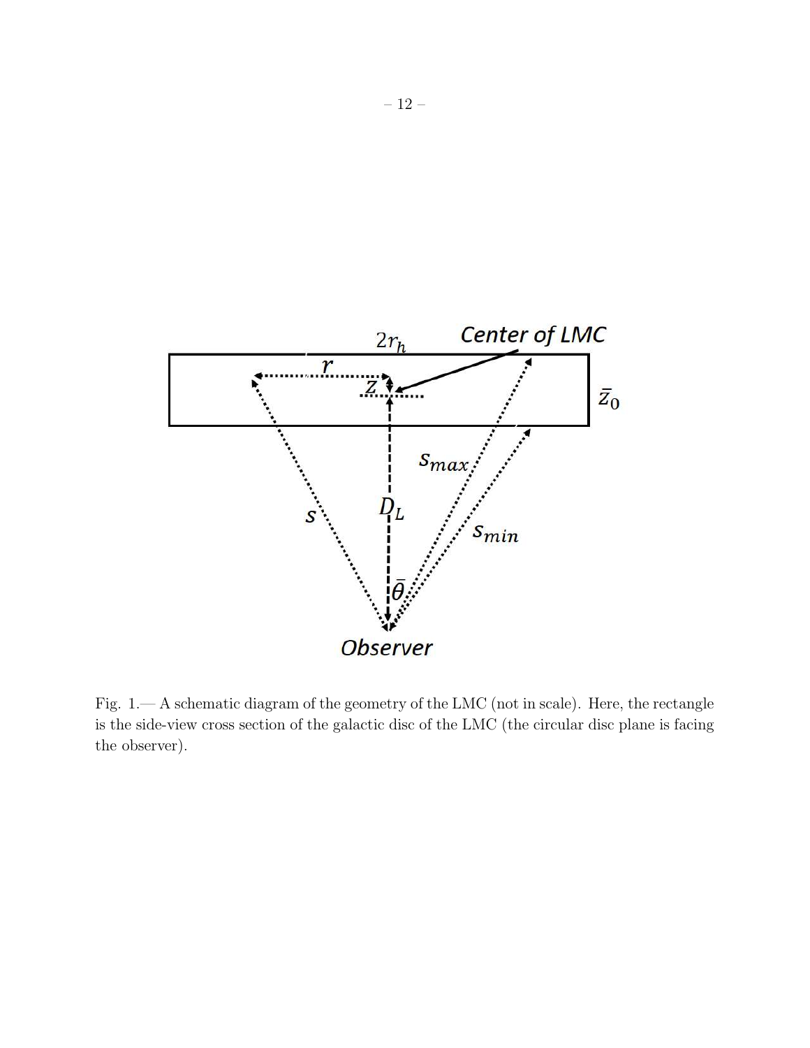$2r_h$

Center of LMC

$r$

$z$

$\bar{z}_0$

$s_{max}$

$s$

$D_L$

$s_{min}$

$\bar{\theta}$

Observer

Fig. 1.— A schematic diagram of the geometry of the LMC (not in scale). Here, the rectangle is the side-view cross section of the galactic disc of the LMC (the circular disc plane is facing the observer).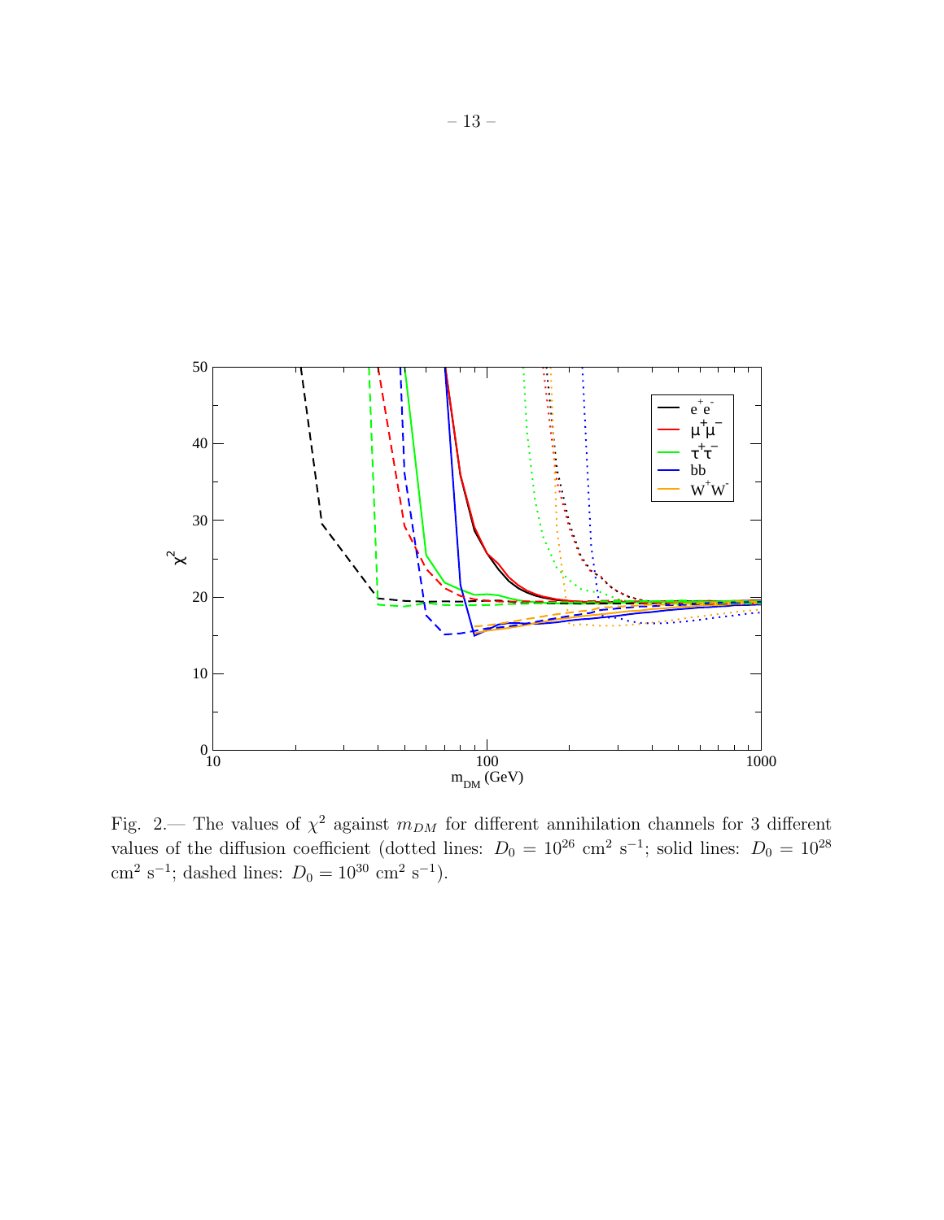50

40

30

20

10

0

$\chi^2$

10

100

1000

$m_{DM}$ (GeV)

$e^+e^-$

$\mu^+\mu^-$

$\tau^+\tau^-$

bb

$W^+W^-$

Fig. 2.— The values of $\chi^2$ against $m_{DM}$ for different annihilation channels for 3 different values of the diffusion coefficient (dotted lines: $D_0 = 10^{26}$ cm$^2$ s$^{-1}$; solid lines: $D_0 = 10^{28}$ cm$^2$ s$^{-1}$; dashed lines: $D_0 = 10^{30}$ cm$^2$ s$^{-1}$).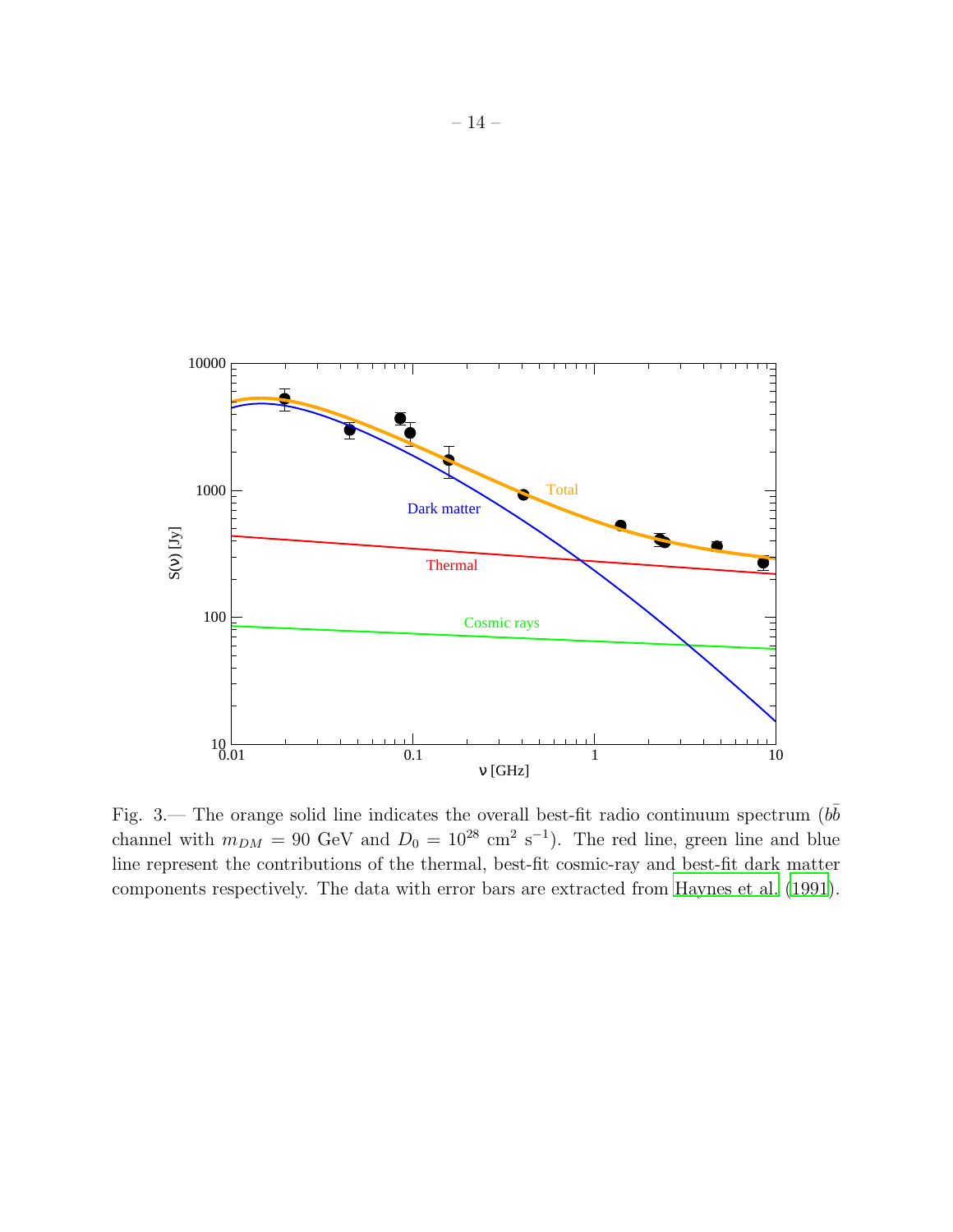10000

1000

100

10

S(ν) [Jy]

0.01

0.1

1

10

ν [GHz]

Total

Dark matter

Thermal

Cosmic rays

Fig. 3.— The orange solid line indicates the overall best-fit radio continuum spectrum ($b\bar{b}$ channel with $m_{DM} = 90$ GeV and $D_0 = 10^{28}$ cm$^2$ s$^{-1}$). The red line, green line and blue line represent the contributions of the thermal, best-fit cosmic-ray and best-fit dark matter components respectively. The data with error bars are extracted from Haynes et al. (1991).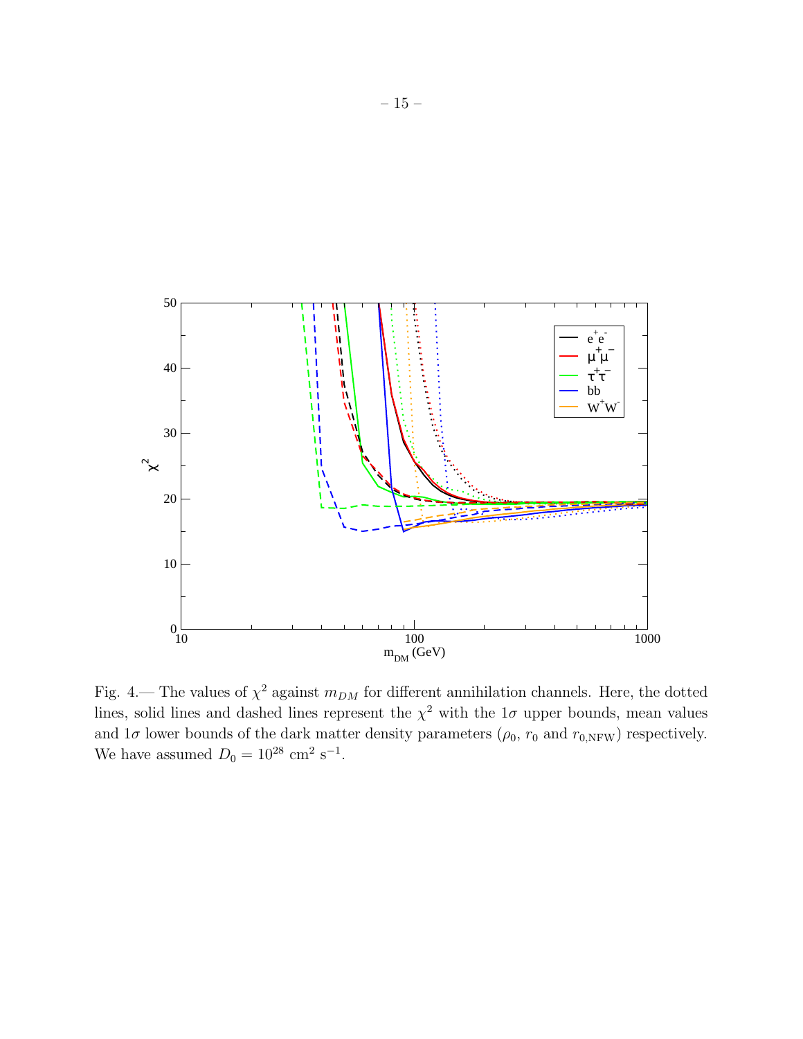50
40
30
20
10
0

$\chi^2$

10
100
1000

$m_{DM}$ (GeV)

$e^+e^-$
$\mu^+\mu^-$
$\tau^+\tau^-$
bb
$W^+W^-$

Fig. 4.— The values of $\chi^2$ against $m_{DM}$ for different annihilation channels. Here, the dotted lines, solid lines and dashed lines represent the $\chi^2$ with the $1\sigma$ upper bounds, mean values and $1\sigma$ lower bounds of the dark matter density parameters ($\rho_0$, $r_0$ and $r_{0,\mathrm{NFW}}$) respectively. We have assumed $D_0 = 10^{28}$ cm$^2$ s$^{-1}$.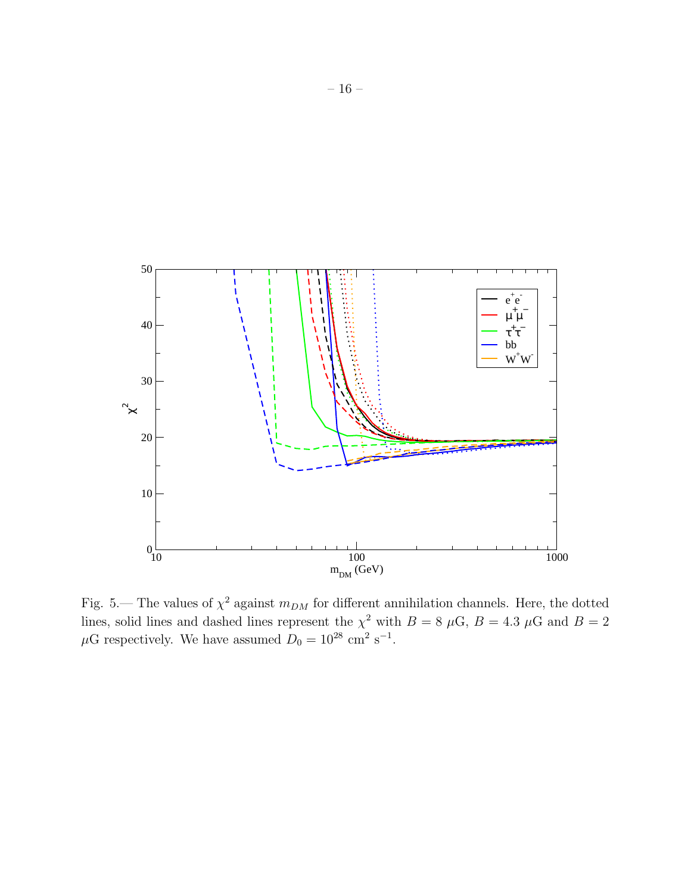50

40

30

$\chi^2$

20

10

0

10

100

1000

$m_{DM}$ (GeV)

$e^+e^-$

$\mu^+\mu^-$

$\tau^+\tau^-$

bb

$W^+W^-$

Fig. 5.— The values of $\chi^2$ against $m_{DM}$ for different annihilation channels. Here, the dotted lines, solid lines and dashed lines represent the $\chi^2$ with $B = 8$ $\mu$G, $B = 4.3$ $\mu$G and $B = 2$ $\mu$G respectively. We have assumed $D_0 = 10^{28}$ cm$^2$ s$^{-1}$.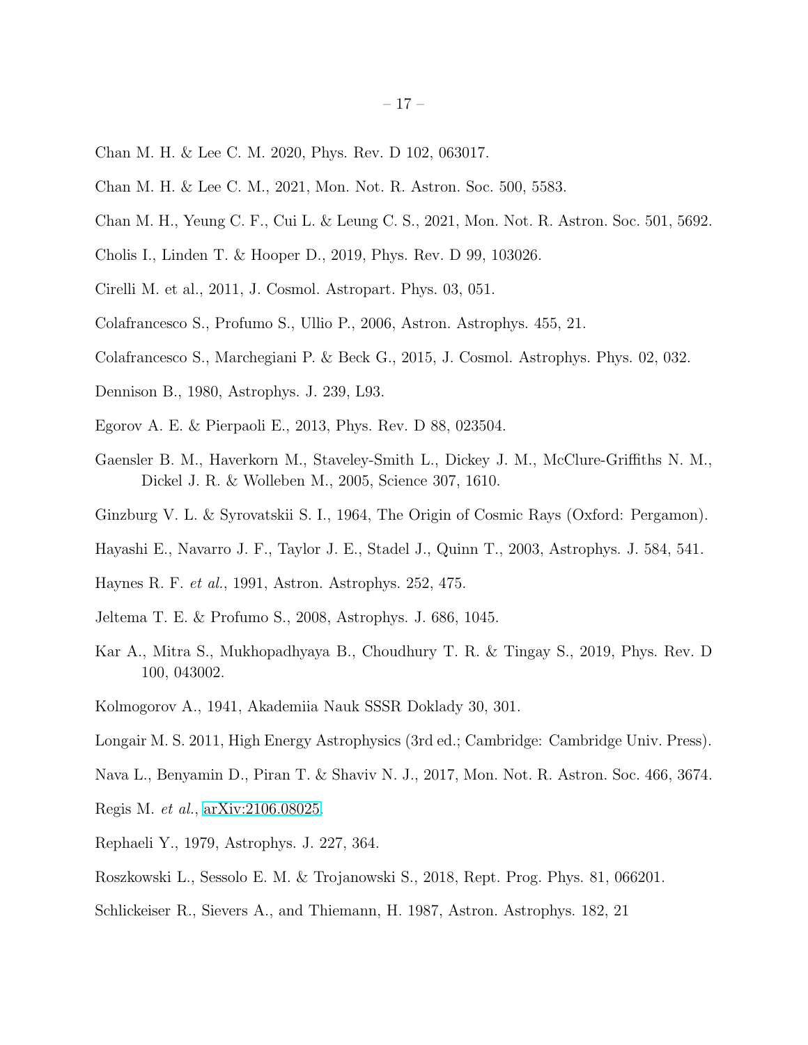Chan M. H. & Lee C. M. 2020, Phys. Rev. D 102, 063017.

Chan M. H. & Lee C. M., 2021, Mon. Not. R. Astron. Soc. 500, 5583.

Chan M. H., Yeung C. F., Cui L. & Leung C. S., 2021, Mon. Not. R. Astron. Soc. 501, 5692.

Cholis I., Linden T. & Hooper D., 2019, Phys. Rev. D 99, 103026.

Cirelli M. et al., 2011, J. Cosmol. Astropart. Phys. 03, 051.

Colafrancesco S., Profumo S., Ullio P., 2006, Astron. Astrophys. 455, 21.

Colafrancesco S., Marchegiani P. & Beck G., 2015, J. Cosmol. Astrophys. Phys. 02, 032.

Dennison B., 1980, Astrophys. J. 239, L93.

Egorov A. E. & Pierpaoli E., 2013, Phys. Rev. D 88, 023504.

Gaensler B. M., Haverkorn M., Staveley-Smith L., Dickey J. M., McClure-Griffiths N. M., Dickel J. R. & Wolleben M., 2005, Science 307, 1610.

Ginzburg V. L. & Syrovatskii S. I., 1964, The Origin of Cosmic Rays (Oxford: Pergamon).

Hayashi E., Navarro J. F., Taylor J. E., Stadel J., Quinn T., 2003, Astrophys. J. 584, 541.

Haynes R. F. *et al.*, 1991, Astron. Astrophys. 252, 475.

Jeltema T. E. & Profumo S., 2008, Astrophys. J. 686, 1045.

Kar A., Mitra S., Mukhopadhyaya B., Choudhury T. R. & Tingay S., 2019, Phys. Rev. D 100, 043002.

Kolmogorov A., 1941, Akademiia Nauk SSSR Doklady 30, 301.

Longair M. S. 2011, High Energy Astrophysics (3rd ed.; Cambridge: Cambridge Univ. Press).

Nava L., Benyamin D., Piran T. & Shaviv N. J., 2017, Mon. Not. R. Astron. Soc. 466, 3674.

Regis M. *et al.*, arXiv:2106.08025.

Rephaeli Y., 1979, Astrophys. J. 227, 364.

Roszkowski L., Sessolo E. M. & Trojanowski S., 2018, Rept. Prog. Phys. 81, 066201.

Schlickeiser R., Sievers A., and Thiemann, H. 1987, Astron. Astrophys. 182, 21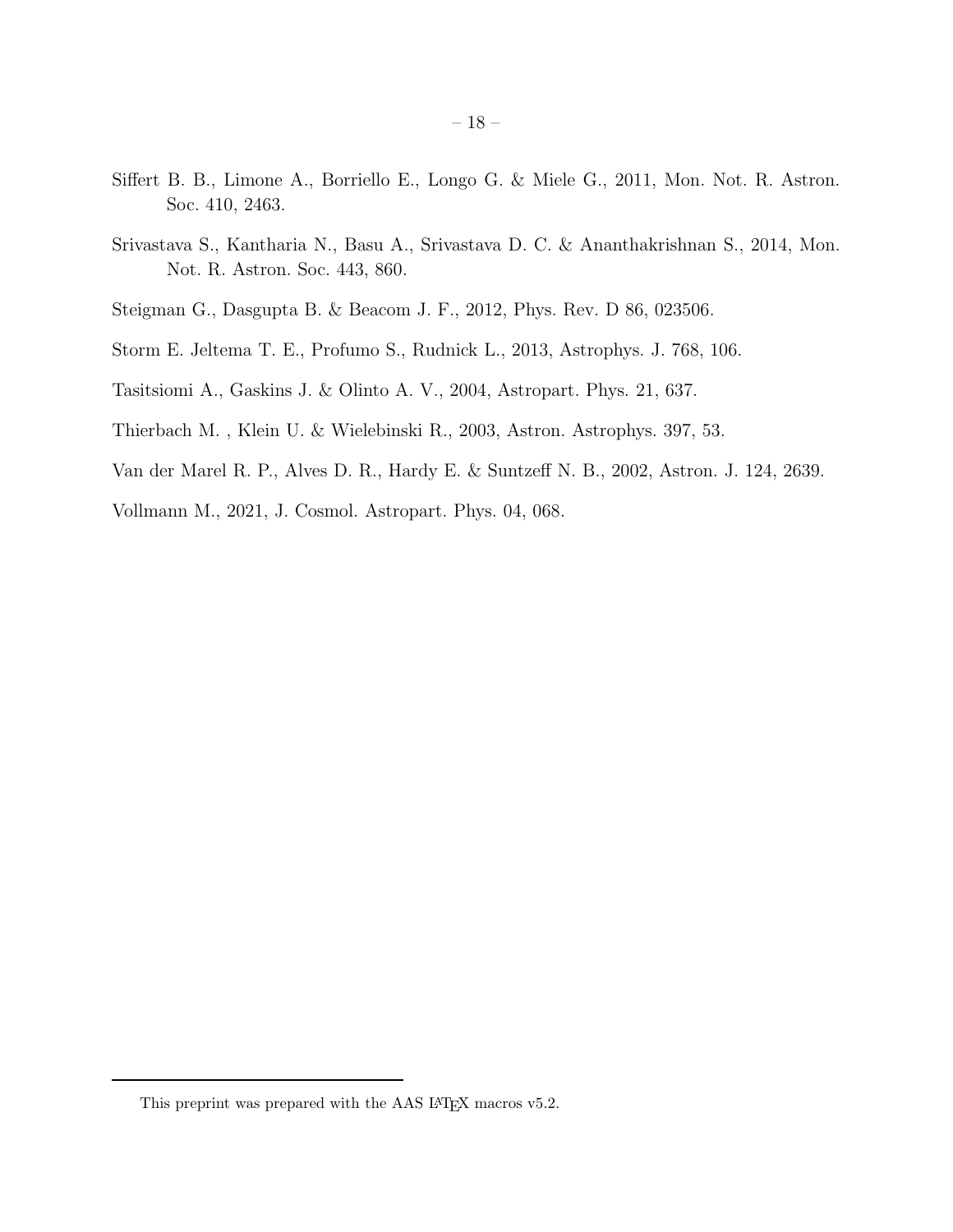Siffert B. B., Limone A., Borriello E., Longo G. & Miele G., 2011, Mon. Not. R. Astron. Soc. 410, 2463.

Srivastava S., Kantharia N., Basu A., Srivastava D. C. & Ananthakrishnan S., 2014, Mon. Not. R. Astron. Soc. 443, 860.

Steigman G., Dasgupta B. & Beacom J. F., 2012, Phys. Rev. D 86, 023506.

Storm E. Jeltema T. E., Profumo S., Rudnick L., 2013, Astrophys. J. 768, 106.

Tasitsiomi A., Gaskins J. & Olinto A. V., 2004, Astropart. Phys. 21, 637.

Thierbach M. , Klein U. & Wielebinski R., 2003, Astron. Astrophys. 397, 53.

Van der Marel R. P., Alves D. R., Hardy E. & Suntzeff N. B., 2002, Astron. J. 124, 2639.

Vollmann M., 2021, J. Cosmol. Astropart. Phys. 04, 068.

This preprint was prepared with the AAS LaTeX macros v5.2.